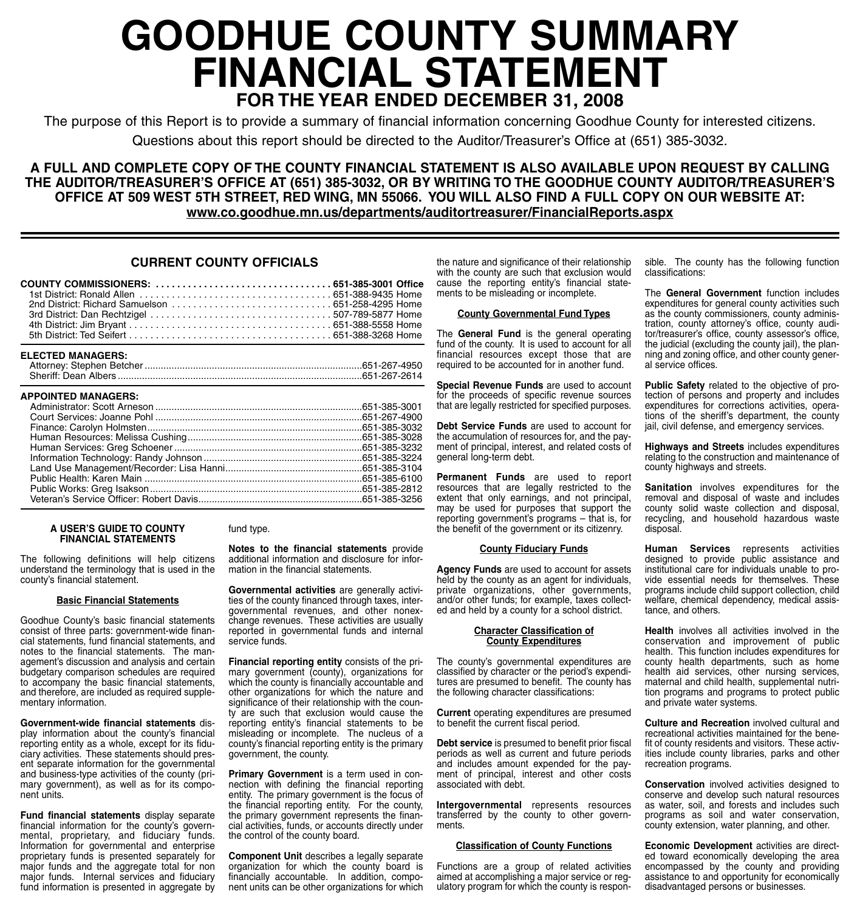# GOODHUE COUNTY SUMMARY FINANCIAL STATEMENT

## FOR THE YEAR ENDED DECEMBER 31, 2008

The purpose of this Report is to provide a summary of financial information concerning Goodhue County for interested citizens.

Questions about this report should be directed to the Auditor/Treasurer's Office at (651) 385-3032.

**A FULL AND COMPLETE COPY OF THE COUNTY FINANCIAL STATEMENT IS ALSO AVAILABLE UPON REQUEST BY CALLING THE AUDITOR/TREASURER'S OFFICE AT (651) 385-3032, OR BY WRITING TO THE GOODHUE COUNTY AUDITOR/TREASURER'S OFFICE AT 509 WEST 5TH STREET, RED WING, MN 55066. YOU WILL ALSO FIND A FULL COPY ON OUR WEBSITE AT: www.co.goodhue.mn.us/departments/auditortreasurer/FinancialReports.aspx**

### CURRENT COUNTY OFFICIALS

**COUNTY COMMISSIONERS: 651-385-3001 Office**

- 1st District: Ronald Allen ... 651-388-9435 Home
- 2nd District: Richard Samuelson ... 651-258-4295 Home
- 3rd District: Dan Rechtzigel ... 507-789-5877 Home
- 4th District: Jim Bryant ... 651-388-5558 Home
- 5th District: Ted Seifert ... 651-388-3268 Home

**ELECTED MANAGERS:**

- Attorney: Stephen Betcher ... 651-267-4950
- Sheriff: Dean Albers ... 651-267-2614

**APPOINTED MANAGERS:**

- Administrator: Scott Arneson ... 651-385-3001
- Court Services: Joanne Pohl ... 651-267-4900
- Finance: Carolyn Holmsten ... 651-385-3032
- Human Resources: Melissa Cushing ... 651-385-3028
- Human Services: Greg Schoener ... 651-385-3232
- Information Technology: Randy Johnson ... 651-385-3224
- Land Use Management/Recorder: Lisa Hanni ... 651-385-3104
- Public Health: Karen Main ... 651-385-6100
- Public Works: Greg Isakson ... 651-385-2812
- Veteran's Service Officer: Robert Davis ... 651-385-3256

### A USER'S GUIDE TO COUNTY FINANCIAL STATEMENTS

The following definitions will help citizens understand the terminology that is used in the county's financial statement.

#### Basic Financial Statements

Goodhue County's basic financial statements consist of three parts: government-wide financial statements, fund financial statements, and notes to the financial statements. The management's discussion and analysis and certain budgetary comparison schedules are required to accompany the basic financial statements, and therefore, are included as required supplementary information.

**Government-wide financial statements** display information about the county's financial reporting entity as a whole, except for its fiduciary activities. These statements should present separate information for the governmental and business-type activities of the county (primary government), as well as for its component units.

**Fund financial statements** display separate financial information for the county's governmental, proprietary, and fiduciary funds. Information for governmental and enterprise proprietary funds is presented separately for major funds and the aggregate total for non major funds. Internal services and fiduciary fund information is presented in aggregate by fund type.

**Notes to the financial statements** provide additional information and disclosure for information in the financial statements.

**Governmental activities** are generally activities of the county financed through taxes, intergovernmental revenues, and other nonexchange revenues. These activities are usually reported in governmental funds and internal service funds.

**Financial reporting entity** consists of the primary government (county), organizations for which the county is financially accountable and other organizations for which the nature and significance of their relationship with the county are such that exclusion would cause the reporting entity's financial statements to be misleading or incomplete. The nucleus of a county's financial reporting entity is the primary government, the county.

**Primary Government** is a term used in connection with defining the financial reporting entity. The primary government is the focus of the financial reporting entity. For the county, the primary government represents the financial activities, funds, or accounts directly under the control of the county board.

**Component Unit** describes a legally separate organization for which the county board is financially accountable. In addition, component units can be other organizations for which the nature and significance of their relationship with the county are such that exclusion would cause the reporting entity's financial statements to be misleading or incomplete.

#### County Governmental Fund Types

The **General Fund** is the general operating fund of the county. It is used to account for all financial resources except those that are required to be accounted for in another fund.

**Special Revenue Funds** are used to account for the proceeds of specific revenue sources that are legally restricted for specified purposes.

**Debt Service Funds** are used to account for the accumulation of resources for, and the payment of principal, interest, and related costs of general long-term debt.

**Permanent Funds** are used to report resources that are legally restricted to the extent that only earnings, and not principal, may be used for purposes that support the reporting government's programs – that is, for the benefit of the government or its citizenry.

#### County Fiduciary Funds

**Agency Funds** are used to account for assets held by the county as an agent for individuals, private organizations, other governments, and/or other funds; for example, taxes collected and held by a county for a school district.

#### Character Classification of County Expenditures

The county's governmental expenditures are classified by character or the period's expenditures are presumed to benefit. The county has the following character classifications:

**Current** operating expenditures are presumed to benefit the current fiscal period.

**Debt service** is presumed to benefit prior fiscal periods as well as current and future periods and includes amount expended for the payment of principal, interest and other costs associated with debt.

**Intergovernmental** represents resources transferred by the county to other governments.

#### Classification of County Functions

Functions are a group of related activities aimed at accomplishing a major service or regulatory program for which the county is responsible. The county has the following function classifications:

The **General Government** function includes expenditures for general county activities such as the county commissioners, county administration, county attorney's office, county auditor/treasurer's office, county assessor's office, the judicial (excluding the county jail), the planning and zoning office, and other county general service offices.

**Public Safety** related to the objective of protection of persons and property and includes expenditures for corrections activities, operations of the sheriff's department, the county jail, civil defense, and emergency services.

**Highways and Streets** includes expenditures relating to the construction and maintenance of county highways and streets.

**Sanitation** involves expenditures for the removal and disposal of waste and includes county solid waste collection and disposal, recycling, and household hazardous waste disposal.

**Human Services** represents activities designed to provide public assistance and institutional care for individuals unable to provide essential needs for themselves. These programs include child support collection, child welfare, chemical dependency, medical assistance, and others.

**Health** involves all activities involved in the conservation and improvement of public health. This function includes expenditures for county health departments, such as home health aid services, other nursing services, maternal and child health, supplemental nutrition programs and programs to protect public and private water systems.

**Culture and Recreation** involved cultural and recreational activities maintained for the benefit of county residents and visitors. These activities include county libraries, parks and other recreation programs.

**Conservation** involved activities designed to conserve and develop such natural resources as water, soil, and forests and includes such programs as soil and water conservation, county extension, water planning, and other.

**Economic Development** activities are directed toward economically developing the area encompassed by the county and providing assistance to and opportunity for economically disadvantaged persons or businesses.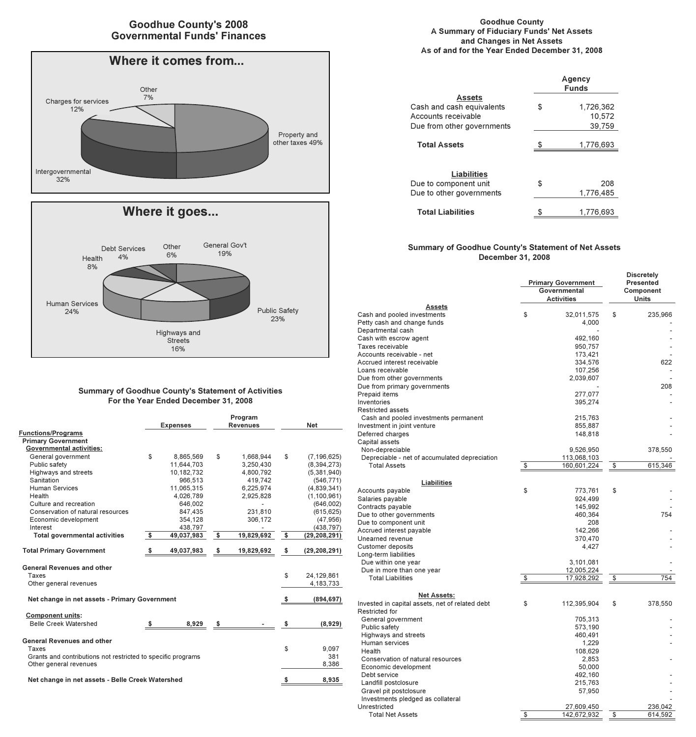## Goodhue County's 2008 Governmental Funds' Finances

### Where it comes from...

- Property and other taxes 49%
- Intergovernmental 32%
- Charges for services 12%
- Other 7%

### Where it goes...

- Human Services 24%
- Public Safety 23%
- General Gov't 19%
- Highways and Streets 16%
- Health 8%
- Other 6%
- Debt Services 4%

## Summary of Goodhue County's Statement of Activities
### For the Year Ended December 31, 2008

| Functions/Programs | Expenses | Program Revenues | Net |
|---|---|---|---|
| **Primary Government** | | | |
| **Governmental activities:** | | | |
| General government | $ 8,865,569 | $ 1,668,944 | $ (7,196,625) |
| Public safety | 11,644,703 | 3,250,430 | (8,394,273) |
| Highways and streets | 10,182,732 | 4,800,792 | (5,381,940) |
| Sanitation | 966,513 | 419,742 | (546,771) |
| Human Services | 11,065,315 | 6,225,974 | (4,839,341) |
| Health | 4,026,789 | 2,925,828 | (1,100,961) |
| Culture and recreation | 646,002 | - | (646,002) |
| Conservation of natural resources | 847,435 | 231,810 | (615,625) |
| Economic development | 354,128 | 306,172 | (47,956) |
| Interest | 438,797 | - | (438,797) |
| **Total governmental activities** | **$ 49,037,983** | **$ 19,829,692** | **$ (29,208,291)** |
| **Total Primary Government** | **$ 49,037,983** | **$ 19,829,692** | **$ (29,208,291)** |
| **General Revenues and other** | | | |
| Taxes | | | $ 24,129,861 |
| Other general revenues | | | 4,183,733 |
| **Net change in net assets - Primary Government** | | | **$ (894,697)** |
| **Component units:** | | | |
| Belle Creek Watershed | **$ 8,929** | **$ -** | **$ (8,929)** |
| **General Revenues and other** | | | |
| Taxes | | | $ 9,097 |
| Grants and contributions not restricted to specific programs | | | 381 |
| Other general revenues | | | 8,386 |
| **Net change in net assets - Belle Creek Watershed** | | | **$ 8,935** |

## Goodhue County
### A Summary of Fiduciary Funds' Net Assets and Changes in Net Assets
### As of and for the Year Ended December 31, 2008

| | Agency Funds |
|---|---|
| **Assets** | |
| Cash and cash equivalents | $ 1,726,362 |
| Accounts receivable | 10,572 |
| Due from other governments | 39,759 |
| **Total Assets** | **$ 1,776,693** |
| **Liabilities** | |
| Due to component unit | $ 208 |
| Due to other governments | 1,776,485 |
| **Total Liabilities** | **$ 1,776,693** |

## Summary of Goodhue County's Statement of Net Assets
### December 31, 2008

| | Primary Government Governmental Activities | Discretely Presented Component Units |
|---|---|---|
| **Assets** | | |
| Cash and pooled investments | $ 32,011,575 | $ 235,966 |
| Petty cash and change funds | 4,000 | - |
| Departmental cash | - | - |
| Cash with escrow agent | 492,160 | - |
| Taxes receivable | 950,757 | - |
| Accounts receivable - net | 173,421 | - |
| Accrued interest receivable | 334,576 | 622 |
| Loans receivable | 107,256 | - |
| Due from other governments | 2,039,607 | - |
| Due from primary governments | - | 208 |
| Prepaid items | 277,077 | - |
| Inventories | 395,274 | - |
| Restricted assets | | |
| Cash and pooled investments permanent | 215,763 | - |
| Investment in joint venture | 855,887 | - |
| Deferred charges | 148,818 | - |
| Capital assets | | |
| Non-depreciable | 9,526,950 | 378,550 |
| Depreciable - net of accumulated depreciation | 113,068,103 | - |
| Total Assets | $ 160,601,224 | $ 615,346 |
| **Liabilities** | | |
| Accounts payable | $ 773,761 | $ - |
| Salaries payable | 924,499 | - |
| Contracts payable | 145,992 | - |
| Due to other governments | 460,364 | 754 |
| Due to component unit | 208 | |
| Accrued interest payable | 142,266 | - |
| Unearned revenue | 370,470 | - |
| Customer deposits | 4,427 | - |
| Long-term liabilities | | |
| Due within one year | 3,101,081 | - |
| Due in more than one year | 12,005,224 | - |
| Total Liabilities | $ 17,928,292 | $ 754 |
| **Net Assets:** | | |
| Invested in capital assets, net of related debt | $ 112,395,904 | $ 378,550 |
| Restricted for | | |
| General government | 705,313 | - |
| Public safety | 573,190 | - |
| Highways and streets | 460,491 | - |
| Human services | 1,229 | - |
| Health | 108,629 | |
| Conservation of natural resources | 2,853 | - |
| Economic development | 50,000 | - |
| Debt service | 492,160 | - |
| Landfill postclosure | 215,763 | - |
| Gravel pit postclosure | 57,950 | - |
| Investments pledged as collateral | | - |
| Unrestricted | 27,609,450 | 236,042 |
| Total Net Assets | $ 142,672,932 | $ 614,592 |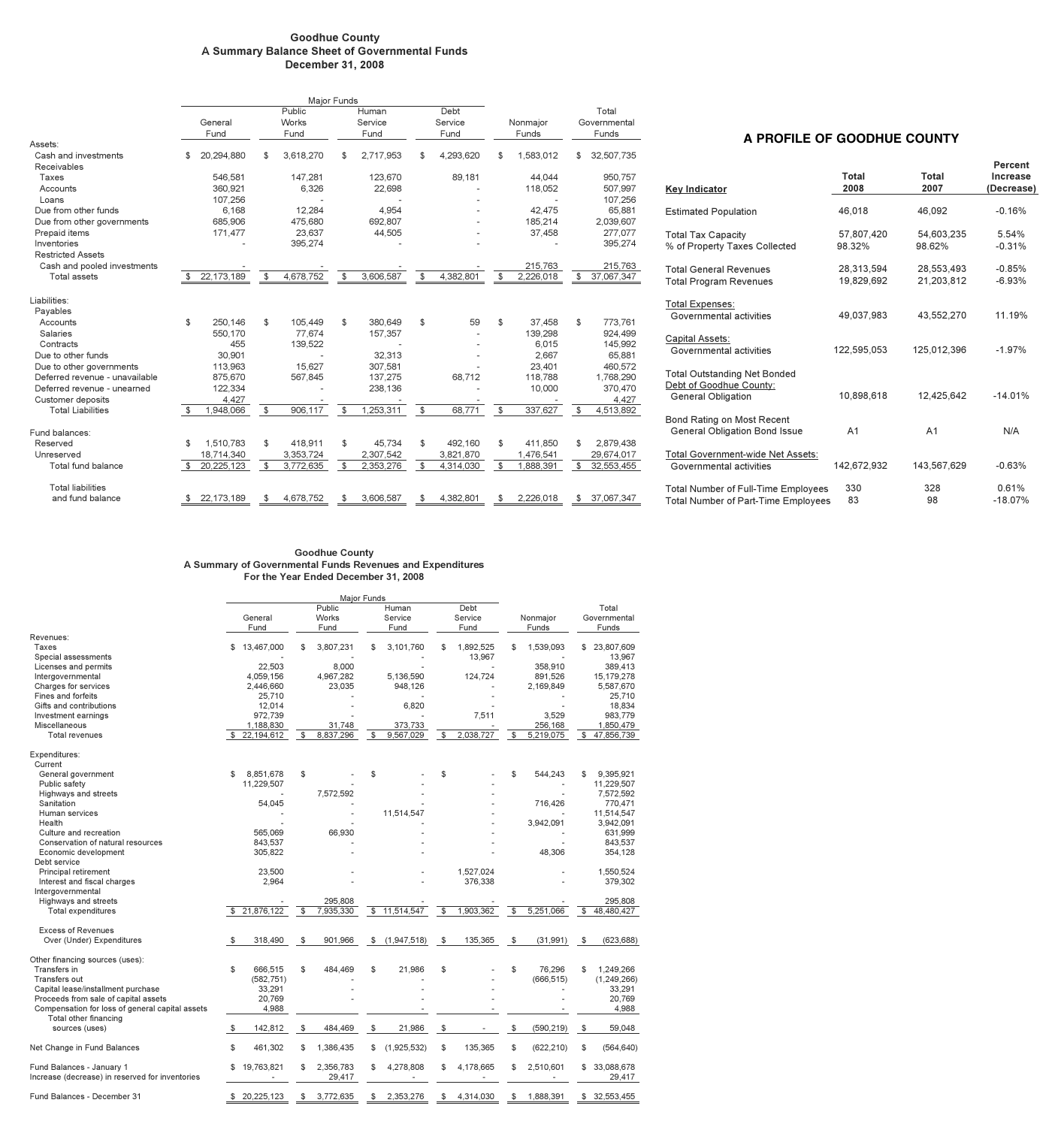# Goodhue County
## A Summary Balance Sheet of Governmental Funds
### December 31, 2008

| | Major Funds | | | | | |
|---|---|---|---|---|---|---|
| | General Fund | Public Works Fund | Human Service Fund | Debt Service Fund | Nonmajor Funds | Total Governmental Funds |
| **Assets:** | | | | | | |
| Cash and investments | $ 20,294,880 | $ 3,618,270 | $ 2,717,953 | $ 4,293,620 | $ 1,583,012 | $ 32,507,735 |
| Receivables | | | | | | |
| Taxes | 546,581 | 147,281 | 123,670 | 89,181 | 44,044 | 950,757 |
| Accounts | 360,921 | 6,326 | 22,698 | - | 118,052 | 507,997 |
| Loans | 107,256 | - | - | - | - | 107,256 |
| Due from other funds | 6,168 | 12,284 | 4,954 | - | 42,475 | 65,881 |
| Due from other governments | 685,906 | 475,680 | 692,807 | - | 185,214 | 2,039,607 |
| Prepaid items | 171,477 | 23,637 | 44,505 | - | 37,458 | 277,077 |
| Inventories | - | 395,274 | - | - | - | 395,274 |
| Restricted Assets | | | | | | |
| Cash and pooled investments | - | - | - | - | 215,763 | 215,763 |
| Total assets | $ 22,173,189 | $ 4,678,752 | $ 3,606,587 | $ 4,382,801 | $ 2,226,018 | $ 37,067,347 |
| **Liabilities:** | | | | | | |
| Payables | | | | | | |
| Accounts | $ 250,146 | $ 105,449 | $ 380,649 | $ 59 | $ 37,458 | $ 773,761 |
| Salaries | 550,170 | 77,674 | 157,357 | - | 139,298 | 924,499 |
| Contracts | 455 | 139,522 | - | - | 6,015 | 145,992 |
| Due to other funds | 30,901 | - | 32,313 | - | 2,667 | 65,881 |
| Due to other governments | 113,963 | 15,627 | 307,581 | - | 23,401 | 460,572 |
| Deferred revenue - unavailable | 875,670 | 567,845 | 137,275 | 68,712 | 118,788 | 1,768,290 |
| Deferred revenue - unearned | 122,334 | - | 238,136 | - | 10,000 | 370,470 |
| Customer deposits | 4,427 | - | - | - | - | 4,427 |
| Total Liabilities | $ 1,948,066 | $ 906,117 | $ 1,253,311 | $ 68,771 | $ 337,627 | $ 4,513,892 |
| **Fund balances:** | | | | | | |
| Reserved | $ 1,510,783 | $ 418,911 | $ 45,734 | $ 492,160 | $ 411,850 | $ 2,879,438 |
| Unreserved | 18,714,340 | 3,353,724 | 2,307,542 | 3,821,870 | 1,476,541 | 29,674,017 |
| Total fund balance | $ 20,225,123 | $ 3,772,635 | $ 2,353,276 | $ 4,314,030 | $ 1,888,391 | $ 32,553,455 |
| Total liabilities and fund balance | $ 22,173,189 | $ 4,678,752 | $ 3,606,587 | $ 4,382,801 | $ 2,226,018 | $ 37,067,347 |

## A PROFILE OF GOODHUE COUNTY

| Key Indicator | Total 2008 | Total 2007 | Percent Increase (Decrease) |
|---|---|---|---|
| Estimated Population | 46,018 | 46,092 | -0.16% |
| Total Tax Capacity | 57,807,420 | 54,603,235 | 5.54% |
| % of Property Taxes Collected | 98.32% | 98.62% | -0.31% |
| Total General Revenues | 28,313,594 | 28,553,493 | -0.85% |
| Total Program Revenues | 19,829,692 | 21,203,812 | -6.93% |
| Total Expenses: Governmental activities | 49,037,983 | 43,552,270 | 11.19% |
| Capital Assets: Governmental activities | 122,595,053 | 125,012,396 | -1.97% |
| Total Outstanding Net Bonded Debt of Goodhue County: General Obligation | 10,898,618 | 12,425,642 | -14.01% |
| Bond Rating on Most Recent General Obligation Bond Issue | A1 | A1 | N/A |
| Total Government-wide Net Assets: Governmental activities | 142,672,932 | 143,567,629 | -0.63% |
| Total Number of Full-Time Employees | 330 | 328 | 0.61% |
| Total Number of Part-Time Employees | 83 | 98 | -18.07% |

# Goodhue County
## A Summary of Governmental Funds Revenues and Expenditures
### For the Year Ended December 31, 2008

| | Major Funds | | | | | |
|---|---|---|---|---|---|---|
| | General Fund | Public Works Fund | Human Service Fund | Debt Service Fund | Nonmajor Funds | Total Governmental Funds |
| **Revenues:** | | | | | | |
| Taxes | $ 13,467,000 | $ 3,807,231 | $ 3,101,760 | $ 1,892,525 | $ 1,539,093 | $ 23,807,609 |
| Special assessments | - | - | - | 13,967 | - | 13,967 |
| Licenses and permits | 22,503 | 8,000 | - | - | 358,910 | 389,413 |
| Intergovernmental | 4,059,156 | 4,967,282 | 5,136,590 | 124,724 | 891,526 | 15,179,278 |
| Charges for services | 2,446,660 | 23,035 | 948,126 | - | 2,169,849 | 5,587,670 |
| Fines and forfeits | 25,710 | - | - | - | - | 25,710 |
| Gifts and contributions | 12,014 | - | 6,820 | - | - | 18,834 |
| Investment earnings | 972,739 | - | - | 7,511 | 3,529 | 983,779 |
| Miscellaneous | 1,188,830 | 31,748 | 373,733 | - | 256,168 | 1,850,479 |
| Total revenues | $ 22,194,612 | $ 8,837,296 | $ 9,567,029 | $ 2,038,727 | $ 5,219,075 | $ 47,856,739 |
| **Expenditures:** | | | | | | |
| Current | | | | | | |
| General government | $ 8,851,678 | $ - | $ - | $ - | $ 544,243 | $ 9,395,921 |
| Public safety | 11,229,507 | - | - | - | - | 11,229,507 |
| Highways and streets | - | 7,572,592 | - | - | - | 7,572,592 |
| Sanitation | 54,045 | - | - | - | 716,426 | 770,471 |
| Human services | - | - | 11,514,547 | - | - | 11,514,547 |
| Health | - | - | - | - | 3,942,091 | 3,942,091 |
| Culture and recreation | 565,069 | 66,930 | - | - | - | 631,999 |
| Conservation of natural resources | 843,537 | - | - | - | - | 843,537 |
| Economic development | 305,822 | - | - | - | 48,306 | 354,128 |
| Debt service | | | | | | |
| Principal retirement | 23,500 | - | - | 1,527,024 | - | 1,550,524 |
| Interest and fiscal charges | 2,964 | - | - | 376,338 | - | 379,302 |
| Intergovernmental | | | | | | |
| Highways and streets | - | 295,808 | - | - | - | 295,808 |
| Total expenditures | $ 21,876,122 | $ 7,935,330 | $ 11,514,547 | $ 1,903,362 | $ 5,251,066 | $ 48,480,427 |
| Excess of Revenues Over (Under) Expenditures | $ 318,490 | $ 901,966 | $ (1,947,518) | $ 135,365 | $ (31,991) | $ (623,688) |
| **Other financing sources (uses):** | | | | | | |
| Transfers in | $ 666,515 | $ 484,469 | $ 21,986 | $ - | $ 76,296 | $ 1,249,266 |
| Transfers out | (582,751) | - | - | - | (666,515) | (1,249,266) |
| Capital lease/installment purchase | 33,291 | - | - | - | - | 33,291 |
| Proceeds from sale of capital assets | 20,769 | - | - | - | - | 20,769 |
| Compensation for loss of general capital assets | 4,988 | - | - | - | - | 4,988 |
| Total other financing sources (uses) | $ 142,812 | $ 484,469 | $ 21,986 | $ - | $ (590,219) | $ 59,048 |
| Net Change in Fund Balances | $ 461,302 | $ 1,386,435 | $ (1,925,532) | $ 135,365 | $ (622,210) | $ (564,640) |
| Fund Balances - January 1 | $ 19,763,821 | $ 2,356,783 | $ 4,278,808 | $ 4,178,665 | $ 2,510,601 | $ 33,088,678 |
| Increase (decrease) in reserved for inventories | - | 29,417 | - | - | - | 29,417 |
| Fund Balances - December 31 | $ 20,225,123 | $ 3,772,635 | $ 2,353,276 | $ 4,314,030 | $ 1,888,391 | $ 32,553,455 |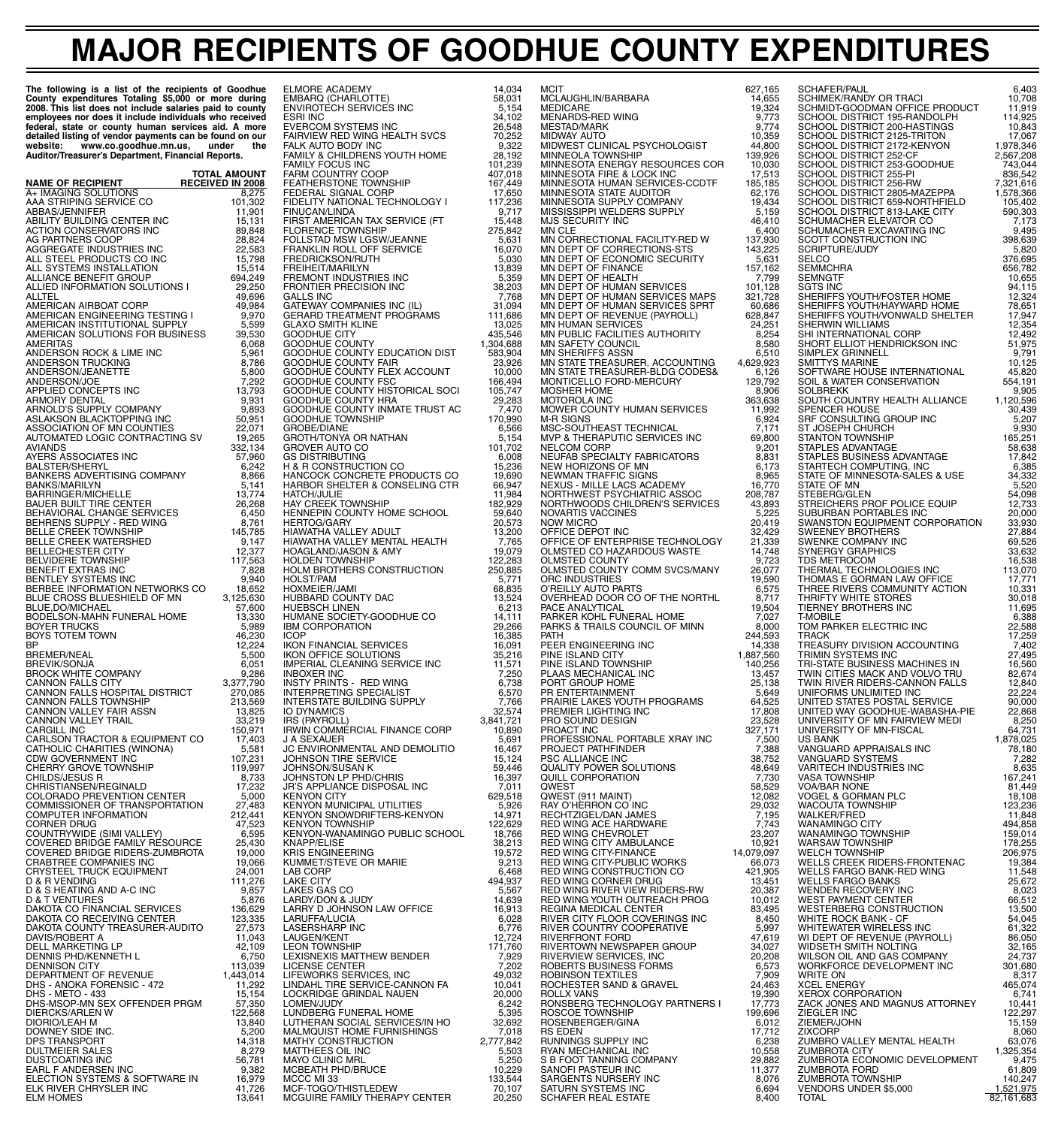# MAJOR RECIPIENTS OF GOODHUE COUNTY EXPENDITURES

**The following is a list of the recipients of Goodhue County expenditures Totaling $5,000 or more during 2008. This list does not include salaries paid to county employees nor does it include individuals who received federal, state or county human services aid. A more detailed listing of vendor payments can be found on our website: www.co.goodhue.mn.us, under the Auditor/Treasurer's Department, Financial Reports.**

| NAME OF RECIPIENT | TOTAL AMOUNT RECEIVED IN 2008 |
|---|---|
| A+ IMAGING SOLUTIONS | 8,275 |
| AAA STRIPING SERVICE CO | 101,302 |
| ABBAS/JENNIFER | 11,901 |
| ABILITY BUILDING CENTER INC | 15,131 |
| ACTION CONSERVATORS INC | 89,848 |
| AG PARTNERS COOP | 28,824 |
| AGGREGATE INDUSTRIES INC | 22,583 |
| ALL STEEL PRODUCTS CO INC | 15,798 |
| ALL SYSTEMS INSTALLATION | 15,514 |
| ALLIANCE BENEFIT GROUP | 694,249 |
| ALLIED INFORMATION SOLUTIONS I | 29,250 |
| ALLTEL | 49,696 |
| AMERICAN AIRBOAT CORP | 49,984 |
| AMERICAN ENGINEERING TESTING I | 9,970 |
| AMERICAN INSTITUTIONAL SUPPLY | 5,599 |
| AMERICAN SOLUTIONS FOR BUSINESS | 39,530 |
| AMERITAS | 6,068 |
| ANDERSON ROCK & LIME INC | 5,961 |
| ANDERSON TRUCKING | 8,786 |
| ANDERSON/JEANETTE | 5,800 |
| ANDERSON/JOE | 7,292 |
| APPLIED CONCEPTS INC | 13,793 |
| ARMORY DENTAL | 9,931 |
| ARNOLD'S SUPPLY COMPANY | 9,893 |
| ASLAKSON BLACKTOPPING INC | 50,951 |
| ASSOCIATION OF MN COUNTIES | 22,071 |
| AUTOMATED LOGIC CONTRACTING SV | 19,265 |
| AVIANDS | 332,134 |
| AYERS ASSOCIATES INC | 57,960 |
| BALSTER/SHERYL | 6,242 |
| BANKERS ADVERTISING COMPANY | 8,866 |
| BANKS/MARILYN | 5,141 |
| BARRINGER/MICHELLE | 13,774 |
| BAUER BUILT TIRE CENTER | 26,268 |
| BEHAVIORAL CHANGE SERVICES | 6,450 |
| BEHRENS SUPPLY - RED WING | 8,761 |
| BELLE CREEK TOWNSHIP | 145,785 |
| BELLE CREEK WATERSHED | 9,147 |
| BELLECHESTER CITY | 12,377 |
| BELVIDERE TOWNSHIP | 117,563 |
| BENEFIT EXTRAS INC | 7,828 |
| BENTLEY SYSTEMS INC | 9,940 |
| BERBEE INFORMATION NETWORKS CO | 18,652 |
| BLUE CROSS BLUESHIELD OF MN | 3,125,630 |
| BLUE,DO/MICHAEL | 57,600 |
| BODELSON-MAHN FUNERAL HOME | 13,330 |
| BOYER TRUCKS | 5,989 |
| BOYS TOTEM TOWN | 46,230 |
| BP | 12,224 |
| BREMER/NEAL | 5,500 |
| BREVIK/SONJA | 6,051 |
| BROCK WHITE COMPANY | 9,286 |
| CANNON FALLS CITY | 3,377,790 |
| CANNON FALLS HOSPITAL DISTRICT | 270,085 |
| CANNON FALLS TOWNSHIP | 213,569 |
| CANNON VALLEY FAIR ASSN | 13,825 |
| CANNON VALLEY TRAIL | 33,219 |
| CARGILL INC | 150,971 |
| CARLSON TRACTOR & EQUIPMENT CO | 17,403 |
| CATHOLIC CHARITIES (WINONA) | 5,581 |
| CDW GOVERNMENT INC | 107,231 |
| CHERRY GROVE TOWNSHIP | 119,997 |
| CHILDS/JESUS R | 8,733 |
| CHRISTIANSEN/REGINALD | 17,232 |
| COLORADO PREVENTION CENTER | 5,000 |
| COMMISSIONER OF TRANSPORTATION | 27,483 |
| COMPUTER INFORMATION | 212,441 |
| CORNER DRUG | 47,523 |
| COUNTRYWIDE (SIMI VALLEY) | 6,595 |
| COVERED BRIDGE FAMILY RESOURCE | 25,430 |
| COVERED BRIDGE RIDERS-ZUMBROTA | 19,000 |
| CRABTREE COMPANIES INC | 19,066 |
| CRYSTEEL TRUCK EQUIPMENT | 24,001 |
| D & R VENDING | 111,276 |
| D & S HEATING AND A-C INC | 9,857 |
| D & T VENTURES | 5,876 |
| DAKOTA CO FINANCIAL SERVICES | 136,629 |
| DAKOTA CO RECEIVING CENTER | 123,335 |
| DAKOTA COUNTY TREASURER-AUDITO | 27,573 |
| DAVIS/ROBERT A | 11,043 |
| DELL MARKETING LP | 42,109 |
| DENNIS PHD/KENNETH L | 6,750 |
| DENNISON CITY | 113,039 |
| DEPARTMENT OF REVENUE | 1,443,014 |
| DHS - ANOKA FORENSIC - 472 | 11,292 |
| DHS - METO - 433 | 15,154 |
| DHS-MSOP-MN SEX OFFENDER PRGM | 57,350 |
| DIERCKS/ARLEN W | 122,568 |
| DIORIO/LEAH M | 13,840 |
| DOWNEY SIDE INC. | 5,200 |
| DPS TRANSPORT | 14,318 |
| DULTMEIER SALES | 8,279 |
| DUSTCOATING INC | 56,781 |
| EARL F ANDERSEN INC | 9,382 |
| ELECTION SYSTEMS & SOFTWARE IN | 16,979 |
| ELK RIVER CHRYSLER INC | 41,726 |
| ELM HOMES | 13,641 |
| ELMORE ACADEMY | 14,034 |
| EMBARQ (CHARLOTTE) | 58,031 |
| ENVIROTECH SERVICES INC | 5,154 |
| ESRI INC | 34,102 |
| EVERCOM SYSTEMS INC | 26,548 |
| FAIRVIEW RED WING HEALTH SVCS | 70,252 |
| FALK AUTO BODY INC | 9,322 |
| FAMILY & CHILDRENS YOUTH HOME | 28,192 |
| FAMILY FOCUS INC | 101,239 |
| FARM COUNTRY COOP | 407,018 |
| FEATHERSTONE TOWNSHIP | 167,449 |
| FEDERAL SIGNAL CORP | 17,650 |
| FIDELITY NATIONAL TECHNOLOGY I | 117,236 |
| FINUCAN/LINDA | 9,717 |
| FIRST AMERICAN TAX SERVICE (FT | 15,448 |
| FLORENCE TOWNSHIP | 275,842 |
| FOLLSTAD MSW LGSW/JEANNE | 5,631 |
| FRANKLIN ROLL OFF SERVICE | 16,070 |
| FREDRICKSON/RUTH | 5,030 |
| FREIHEIT/MARILYN | 13,839 |
| FREMONT INDUSTRIES INC | 5,359 |
| FRONTIER PRECISION INC | 38,203 |
| GALLS INC | 7,768 |
| GATEWAY COMPANIES INC (IL) | 31,094 |
| GERARD TREATMENT PROGRAMS | 111,686 |
| GLAXO SMITH KLINE | 13,025 |
| GOODHUE CITY | 435,546 |
| GOODHUE COUNTY | 1,304,688 |
| GOODHUE COUNTY EDUCATION DIST | 583,904 |
| GOODHUE COUNTY FAIR | 23,926 |
| GOODHUE COUNTY FLEX ACCOUNT | 10,000 |
| GOODHUE COUNTY FSC | 166,494 |
| GOODHUE COUNTY HISTORICAL SOCI | 105,747 |
| GOODHUE COUNTY HRA | 29,283 |
| GOODHUE COUNTY INMATE TRUST AC | 7,470 |
| GOODHUE TOWNSHIP | 170,990 |
| GROBE/DIANE | 6,566 |
| GROTH/TONYA OR NATHAN | 5,154 |
| GROVER AUTO CO | 101,702 |
| GS DISTRIBUTING | 6,008 |
| H & R CONSTRUCTION CO | 15,236 |
| HANCOCK CONCRETE PRODUCTS CO | 19,690 |
| HARBOR SHELTER & CONSELING CTR | 66,947 |
| HATCH/JULIE | 11,984 |
| HAY CREEK TOWNSHIP | 182,929 |
| HENNEPIN COUNTY HOME SCHOOL | 59,640 |
| HERTOG/GARY | 20,573 |
| HIAWATHA VALLEY ADULT | 13,200 |
| HIAWATHA VALLEY MENTAL HEALTH | 7,765 |
| HOAGLAND/JASON & AMY | 19,079 |
| HOLDEN TOWNSHIP | 122,283 |
| HOLM BROTHERS CONSTRUCTION | 250,885 |
| HOLST/PAM | 5,771 |
| HOXMEIER/JAMI | 68,835 |
| HUBBARD COUNTY DAC | 13,524 |
| HUEBSCH LINEN | 6,213 |
| HUMANE SOCIETY-GOODHUE CO | 14,111 |
| IBM CORPORATION | 29,266 |
| ICOP | 16,385 |
| IKON FINANCIAL SERVICES | 16,091 |
| IKON OFFICE SOLUTIONS | 35,216 |
| IMPERIAL CLEANING SERVICE INC | 11,571 |
| INBOXER INC | 7,250 |
| INSTY PRINTS - RED WING | 6,738 |
| INTERPRETING SPECIALIST | 6,570 |
| INTERSTATE BUILDING SUPPLY | 7,766 |
| IO DYNAMICS | 32,574 |
| IRS (PAYROLL) | 3,841,721 |
| IRWIN COMMERCIAL FINANCE CORP | 10,890 |
| J A SEXAUER | 5,691 |
| JC ENVIRONMENTAL AND DEMOLITIO | 16,467 |
| JOHNSON TIRE SERVICE | 15,124 |
| JOHNSON/SUSAN K | 59,446 |
| JOHNSTON LP PHD/CHRIS | 16,397 |
| JR'S APPLIANCE DISPOSAL INC | 7,011 |
| KENYON CITY | 629,518 |
| KENYON MUNICIPAL UTILITIES | 5,926 |
| KENYON SNOWDRIFTERS-KENYON | 14,971 |
| KENYON TOWNSHIP | 122,629 |
| KENYON-WANAMINGO PUBLIC SCHOOL | 18,766 |
| KNAPP/ELISE | 38,213 |
| KRIS ENGINEERING | 19,572 |
| KUMMET/STEVE OR MARIE | 9,213 |
| LAB CORP | 6,468 |
| LAKE CITY | 494,937 |
| LAKES GAS CO | 5,567 |
| LARDY/DON & JUDY | 14,639 |
| LARRY D JOHNSON LAW OFFICE | 16,913 |
| LARUFFA/LUCIA | 6,028 |
| LASERSHARP INC | 6,776 |
| LAUGEN/KENT | 12,724 |
| LEON TOWNSHIP | 171,760 |
| LEXISNEXIS MATTHEW BENDER | 7,929 |
| LICENSE CENTER | 7,202 |
| LIFEWORKS SERVICES, INC | 49,032 |
| LINDAHL TIRE SERVICE-CANNON FA | 10,041 |
| LOCKRIDGE GRINDAL NAUEN | 20,000 |
| LOMEN/JUDY | 6,242 |
| LUNDBERG FUNERAL HOME | 5,395 |
| LUTHERAN SOCIAL SERVICES/IN HO | 32,692 |
| MALMQUIST HOME FURNISHINGS | 7,018 |
| MATHY CONSTRUCTION | 2,777,842 |
| MATTHEES OIL INC | 5,503 |
| MAYO CLINIC MRL | 5,250 |
| MCBEATH PHD/BRUCE | 10,229 |
| MCCC MI 33 | 133,544 |
| MCF-TOGO/THISTLEDEW | 70,107 |
| MCGUIRE FAMILY THERAPY CENTER | 20,250 |
| MCIT | 627,165 |
| MCLAUGHLIN/BARBARA | 14,655 |
| MEDICARE | 19,324 |
| MENARDS-RED WING | 9,773 |
| MESTAD/MARK | 9,774 |
| MIDWAY AUTO | 10,359 |
| MIDWEST CLINICAL PSYCHOLOGIST | 44,800 |
| MINNEOLA TOWNSHIP | 139,926 |
| MINNESOTA ENERGY RESOURCES COR | 10,030 |
| MINNESOTA FIRE & LOCK INC | 17,513 |
| MINNESOTA HUMAN SERVICES-CCDTF | 185,185 |
| MINNESOTA STATE AUDITOR | 62,176 |
| MINNESOTA SUPPLY COMPANY | 19,434 |
| MISSISSIPPI WELDERS SUPPLY | 5,159 |
| MJS SECURITY INC | 46,410 |
| MN CLE | 6,400 |
| MN CORRECTIONAL FACILITY-RED W | 137,930 |
| MN DEPT OF CORRECTIONS-STS | 143,225 |
| MN DEPT OF ECONOMIC SECURITY | 5,631 |
| MN DEPT OF FINANCE | 157,162 |
| MN DEPT OF HEALTH | 7,799 |
| MN DEPT OF HUMAN SERVICES | 101,128 |
| MN DEPT OF HUMAN SERVICES MAPS | 321,728 |
| MN DEPT OF HUMAN SERVICES SPRT | 60,686 |
| MN DEPT OF REVENUE (PAYROLL) | 628,847 |
| MN HUMAN SERVICES | 24,251 |
| MN PUBLIC FACILITIES AUTHORITY | 8,254 |
| MN SAFETY COUNCIL | 8,580 |
| MN SHERIFFS ASSN | 6,510 |
| MN STATE TREASURER, ACCOUNTING | 4,629,923 |
| MN STATE TREASURER-BLDG CODES& | 6,126 |
| MONTICELLO FORD-MERCURY | 129,792 |
| MOSHER HOME | 8,906 |
| MOTOROLA INC | 363,638 |
| MOWER COUNTY HUMAN SERVICES | 11,992 |
| M-R SIGNS | 6,924 |
| MSC-SOUTHEAST TECHNICAL | 7,171 |
| MVP & THERAPUTIC SERVICES INC | 69,800 |
| NELCOM CORP | 9,201 |
| NEUFAB SPECIALTY FABRICATORS | 8,831 |
| NEW HORIZONS OF MN | 6,173 |
| NEWMAN TRAFFIC SIGNS | 8,965 |
| NEXUS - MILLE LACS ACADEMY | 16,770 |
| NORTHWEST PSYCHIATRIC ASSOC | 208,787 |
| NORTHWOODS CHILDREN'S SERVICES | 43,893 |
| NOVARTIS VACCINES | 5,225 |
| NOW MICRO | 20,419 |
| OFFICE DEPOT INC | 32,429 |
| OFFICE OF ENTERPRISE TECHNOLOGY | 21,339 |
| OLMSTED CO HAZARDOUS WASTE | 14,748 |
| OLMSTED COUNTY | 9,723 |
| OLMSTED COUNTY COMM SVCS/MANY | 26,077 |
| ORC INDUSTRIES | 19,590 |
| O'REILLY AUTO PARTS | 6,575 |
| OVERHEAD DOOR CO OF THE NORTHL | 8,717 |
| PACE ANALYTICAL | 19,504 |
| PARKER KOHL FUNERAL HOME | 7,027 |
| PARKS & TRAILS COUNCIL OF MINN | 8,000 |
| PATH | 244,593 |
| PEER ENGINEERING INC | 14,338 |
| PINE ISLAND CITY | 1,887,560 |
| PINE ISLAND TOWNSHIP | 140,256 |
| PLAAS MECHANICAL INC | 13,457 |
| PORT GROUP HOME | 25,138 |
| PR ENTERTAINMENT | 5,649 |
| PRAIRIE LAKES YOUTH PROGRAMS | 64,525 |
| PREMIER LIGHTING INC | 17,808 |
| PRO SOUND DESIGN | 23,528 |
| PROACT INC | 327,171 |
| PROFESSIONAL PORTABLE XRAY INC | 7,500 |
| PROJECT PATHFINDER | 7,388 |
| PSC ALLIANCE INC | 38,752 |
| QUALITY POWER SOLUTIONS | 48,649 |
| QUILL CORPORATION | 7,730 |
| QWEST | 58,529 |
| QWEST (911 MAINT) | 12,082 |
| RAY O'HERRON CO INC | 29,032 |
| RECHTZIGEL/DAN JAMES | 7,195 |
| RED WING ACE HARDWARE | 7,743 |
| RED WING CHEVROLET | 23,207 |
| RED WING CITY AMBULANCE | 10,921 |
| RED WING CITY-FINANCE | 14,079,097 |
| RED WING CITY-PUBLIC WORKS | 66,073 |
| RED WING CONSTRUCTION CO | 421,905 |
| RED WING CORNER DRUG | 13,451 |
| RED WING RIVER VIEW RIDERS-RW | 20,387 |
| RED WING YOUTH OUTREACH PROG | 10,012 |
| REGINA MEDICAL CENTER | 83,495 |
| RIVER CITY FLOOR COVERINGS INC | 8,450 |
| RIVER COUNTRY COOPERATIVE | 5,997 |
| RIVERFRONT FORD | 47,619 |
| RIVERTOWN NEWSPAPER GROUP | 34,027 |
| RIVERVIEW SERVICES, INC | 20,208 |
| ROBERTS BUSINESS FORMS | 6,573 |
| ROBINSON TEXTILES | 7,909 |
| ROCHESTER SAND & GRAVEL | 24,463 |
| ROLLX VANS | 19,390 |
| RONSBERG TECHNOLOGY PARTNERS I | 17,773 |
| ROSCOE TOWNSHIP | 199,696 |
| ROSENBERGER/GINA | 6,012 |
| RS EDEN | 17,712 |
| RUNNINGS SUPPLY INC | 6,238 |
| RYAN MECHANICAL INC | 10,558 |
| S B FOOT TANNING COMPANY | 29,882 |
| SANOFI PASTEUR INC | 11,377 |
| SARGENTS NURSERY INC | 8,076 |
| SATURN SYSTEMS INC | 6,694 |
| SCHAFER REAL ESTATE | 8,400 |
| SCHAFER/PAUL | 6,403 |
| SCHIMEK/RANDY OR TRACI | 10,708 |
| SCHMIDT-GOODMAN OFFICE PRODUCT | 11,919 |
| SCHOOL DISTRICT 195-RANDOLPH | 114,925 |
| SCHOOL DISTRICT 200-HASTINGS | 10,843 |
| SCHOOL DISTRICT 2125-TRITON | 17,067 |
| SCHOOL DISTRICT 2172-KENYON | 1,978,346 |
| SCHOOL DISTRICT 252-CF | 2,567,208 |
| SCHOOL DISTRICT 253-GOODHUE | 743,044 |
| SCHOOL DISTRICT 255-PI | 836,542 |
| SCHOOL DISTRICT 256-RW | 7,321,616 |
| SCHOOL DISTRICT 2805-MAZEPPA | 1,578,366 |
| SCHOOL DISTRICT 659-NORTHFIELD | 105,402 |
| SCHOOL DISTRICT 813-LAKE CITY | 590,303 |
| SCHUMACHER ELEVATOR CO | 7,173 |
| SCHUMACHER EXCAVATING INC | 9,495 |
| SCOTT CONSTRUCTION INC | 398,639 |
| SCRIPTURE/JUDY | 5,820 |
| SELCO | 376,695 |
| SEMMCHRA | 656,782 |
| SEMNGTF | 10,655 |
| SGTS INC | 94,115 |
| SHERIFFS YOUTH/FOSTER HOME | 12,324 |
| SHERIFFS YOUTH/HAYWARD HOME | 78,651 |
| SHERIFFS YOUTH/VONWALD SHELTER | 17,947 |
| SHERWIN WILLIAMS | 12,354 |
| SHI INTERNATIONAL CORP | 12,492 |
| SHORT ELLIOT HENDRICKSON INC | 51,975 |
| SIMPLEX GRINNELL | 9,791 |
| SMITTYS MARINE | 10,125 |
| SOFTWARE HOUSE INTERNATIONAL | 45,820 |
| SOIL & WATER CONSERVATION | 554,191 |
| SOLBREKK | 9,905 |
| SOUTH COUNTRY HEALTH ALLIANCE | 1,120,596 |
| SPENCER HOUSE | 30,439 |
| SRF CONSULTING GROUP INC | 5,207 |
| ST JOSEPH CHURCH | 9,930 |
| STANTON TOWNSHIP | 165,251 |
| STAPLES ADVANTAGE | 58,638 |
| STAPLES BUSINESS ADVANTAGE | 17,842 |
| STARTECH COMPUTING, INC | 6,385 |
| STATE OF MINNESOTA-SALES & USE | 34,332 |
| STATE OF MN | 5,520 |
| STEBERG/GLEN | 54,098 |
| STREICHERS PROF POLICE EQUIP | 12,733 |
| SUBURBAN PORTABLES INC | 20,000 |
| SWANSTON EQUIPMENT CORPORATION | 33,930 |
| SWEENEY BROTHERS | 27,884 |
| SWENKE COMPANY INC | 69,526 |
| SYNERGY GRAPHICS | 33,632 |
| TDS METROCOM | 16,538 |
| THERMAL TECHNOLOGIES INC | 113,070 |
| THOMAS E GORMAN LAW OFFICE | 17,771 |
| THREE RIVERS COMMUNITY ACTION | 10,331 |
| THRIFTY WHITE STORES | 30,018 |
| TIERNEY BROTHERS INC | 11,695 |
| T-MOBILE | 6,388 |
| TOM PARKER ELECTRIC INC | 22,588 |
| TRACK | 17,259 |
| TREASURY DIVISION ACCOUNTING | 7,402 |
| TRIMIN SYSTEMS INC | 27,495 |
| TRI-STATE BUSINESS MACHINES IN | 16,560 |
| TWIN CITIES MACK AND VOLVO TRU | 82,674 |
| TWIN RIVER RIDERS-CANNON FALLS | 12,840 |
| UNIFORMS UNLIMITED INC | 22,224 |
| UNITED STATES POSTAL SERVICE | 90,000 |
| UNITED WAY GOODHUE-WABASHA-PIE | 22,868 |
| UNIVERSITY OF MN FAIRVIEW MEDI | 8,250 |
| UNIVERSITY OF MN-FISCAL | 64,731 |
| US BANK | 1,878,025 |
| VANGUARD APPRAISALS INC | 78,180 |
| VANGUARD SYSTEMS | 7,282 |
| VARITECH INDUSTRIES INC | 8,635 |
| VASA TOWNSHIP | 167,241 |
| VOA/BAR NONE | 81,449 |
| VOGEL & GORMAN PLC | 18,108 |
| WACOUTA TOWNSHIP | 123,236 |
| WALKER/FRED | 11,848 |
| WANAMINGO CITY | 494,858 |
| WANAMINGO TOWNSHIP | 159,014 |
| WARSAW TOWNSHIP | 178,255 |
| WELCH TOWNSHIP | 206,975 |
| WELLS CREEK RIDERS-FRONTENAC | 19,384 |
| WELLS FARGO BANK-RED WING | 11,548 |
| WELLS FARGO BANKS | 25,672 |
| WENDEN RECOVERY INC | 8,023 |
| WEST PAYMENT CENTER | 66,512 |
| WESTERBERG CONSTRUCTION | 13,500 |
| WHITE ROCK BANK - CF | 54,045 |
| WHITEWATER WIRELESS INC | 61,322 |
| WI DEPT OF REVENUE (PAYROLL) | 86,050 |
| WIDSETH SMITH NOLTING | 32,165 |
| WILSON OIL AND GAS COMPANY | 24,737 |
| WORKFORCE DEVELOPMENT INC | 301,680 |
| WRITE ON | 8,317 |
| XCEL ENERGY | 465,074 |
| XEROX CORPORATION | 6,741 |
| ZACK JONES AND MAGNUS ATTORNEY | 10,441 |
| ZIEGLER INC | 122,297 |
| ZIEMER/JOHN | 15,159 |
| ZIXCORP | 8,060 |
| ZUMBRO VALLEY MENTAL HEALTH | 63,076 |
| ZUMBROTA CITY | 1,325,354 |
| ZUMBROTA ECONOMIC DEVELOPMENT | 9,475 |
| ZUMBROTA FORD | 61,809 |
| ZUMBROTA TOWNSHIP | 140,247 |
| VENDORS UNDER $5,000 | 1,521,975 |
| TOTAL | 82,161,683 |